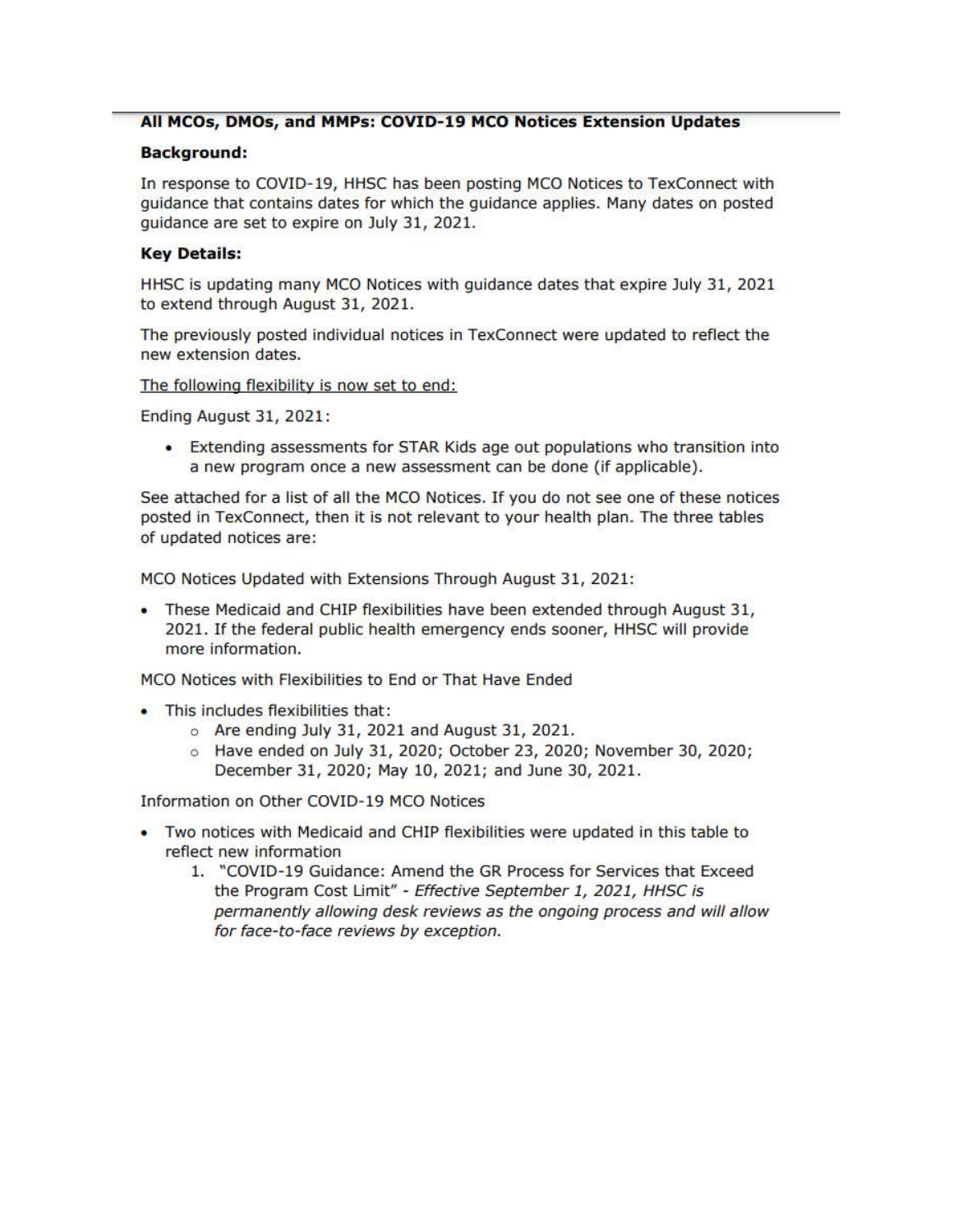## All MCOs, DMOs, and MMPs: COVID-19 MCO Notices Extension Updates

**Background:**

In response to COVID-19, HHSC has been posting MCO Notices to TexConnect with guidance that contains dates for which the guidance applies. Many dates on posted guidance are set to expire on July 31, 2021.

**Key Details:**

HHSC is updating many MCO Notices with guidance dates that expire July 31, 2021 to extend through August 31, 2021.

The previously posted individual notices in TexConnect were updated to reflect the new extension dates.

<u>The following flexibility is now set to end:</u>

Ending August 31, 2021:

- Extending assessments for STAR Kids age out populations who transition into a new program once a new assessment can be done (if applicable).

See attached for a list of all the MCO Notices. If you do not see one of these notices posted in TexConnect, then it is not relevant to your health plan. The three tables of updated notices are:

MCO Notices Updated with Extensions Through August 31, 2021:

- These Medicaid and CHIP flexibilities have been extended through August 31, 2021. If the federal public health emergency ends sooner, HHSC will provide more information.

MCO Notices with Flexibilities to End or That Have Ended

- This includes flexibilities that:
  - Are ending July 31, 2021 and August 31, 2021.
  - Have ended on July 31, 2020; October 23, 2020; November 30, 2020; December 31, 2020; May 10, 2021; and June 30, 2021.

Information on Other COVID-19 MCO Notices

- Two notices with Medicaid and CHIP flexibilities were updated in this table to reflect new information
  1. "COVID-19 Guidance: Amend the GR Process for Services that Exceed the Program Cost Limit" - *Effective September 1, 2021, HHSC is permanently allowing desk reviews as the ongoing process and will allow for face-to-face reviews by exception.*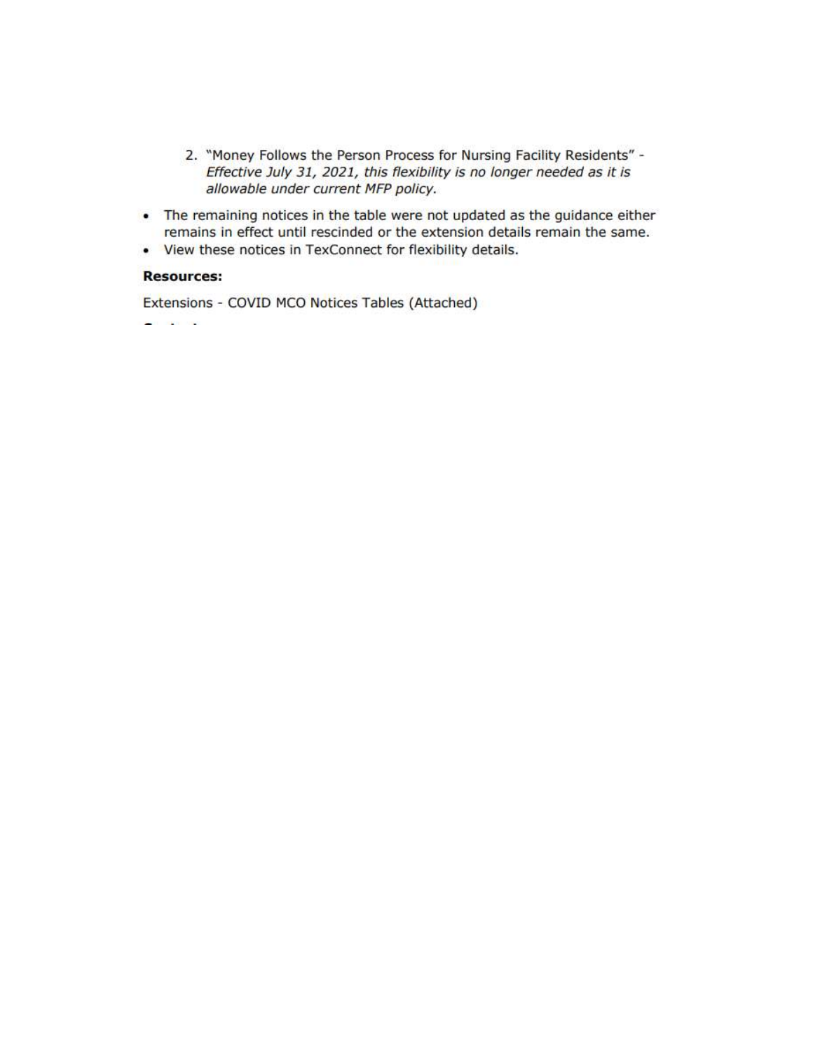2. "Money Follows the Person Process for Nursing Facility Residents" - *Effective July 31, 2021, this flexibility is no longer needed as it is allowable under current MFP policy.*

- The remaining notices in the table were not updated as the guidance either remains in effect until rescinded or the extension details remain the same.
- View these notices in TexConnect for flexibility details.

**Resources:**

Extensions - COVID MCO Notices Tables (Attached)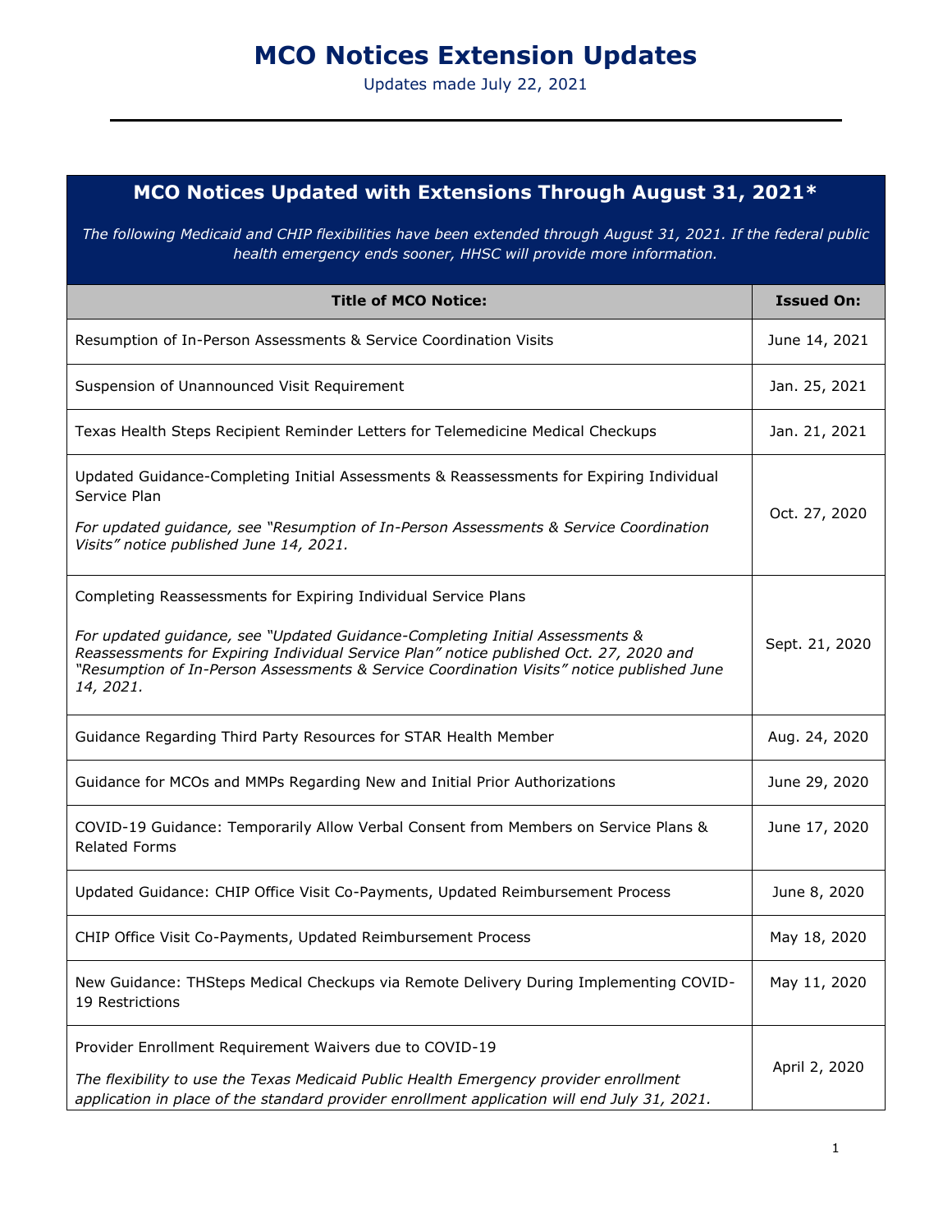# MCO Notices Extension Updates

Updates made July 22, 2021

## MCO Notices Updated with Extensions Through August 31, 2021*

*The following Medicaid and CHIP flexibilities have been extended through August 31, 2021. If the federal public health emergency ends sooner, HHSC will provide more information.*

| Title of MCO Notice: | Issued On: |
|---|---|
| Resumption of In-Person Assessments & Service Coordination Visits | June 14, 2021 |
| Suspension of Unannounced Visit Requirement | Jan. 25, 2021 |
| Texas Health Steps Recipient Reminder Letters for Telemedicine Medical Checkups | Jan. 21, 2021 |
| Updated Guidance-Completing Initial Assessments & Reassessments for Expiring Individual Service Plan<br>*For updated guidance, see "Resumption of In-Person Assessments & Service Coordination Visits" notice published June 14, 2021.* | Oct. 27, 2020 |
| Completing Reassessments for Expiring Individual Service Plans<br>*For updated guidance, see "Updated Guidance-Completing Initial Assessments & Reassessments for Expiring Individual Service Plan" notice published Oct. 27, 2020 and "Resumption of In-Person Assessments & Service Coordination Visits" notice published June 14, 2021.* | Sept. 21, 2020 |
| Guidance Regarding Third Party Resources for STAR Health Member | Aug. 24, 2020 |
| Guidance for MCOs and MMPs Regarding New and Initial Prior Authorizations | June 29, 2020 |
| COVID-19 Guidance: Temporarily Allow Verbal Consent from Members on Service Plans & Related Forms | June 17, 2020 |
| Updated Guidance: CHIP Office Visit Co-Payments, Updated Reimbursement Process | June 8, 2020 |
| CHIP Office Visit Co-Payments, Updated Reimbursement Process | May 18, 2020 |
| New Guidance: THSteps Medical Checkups via Remote Delivery During Implementing COVID-19 Restrictions | May 11, 2020 |
| Provider Enrollment Requirement Waivers due to COVID-19<br>*The flexibility to use the Texas Medicaid Public Health Emergency provider enrollment application in place of the standard provider enrollment application will end July 31, 2021.* | April 2, 2020 |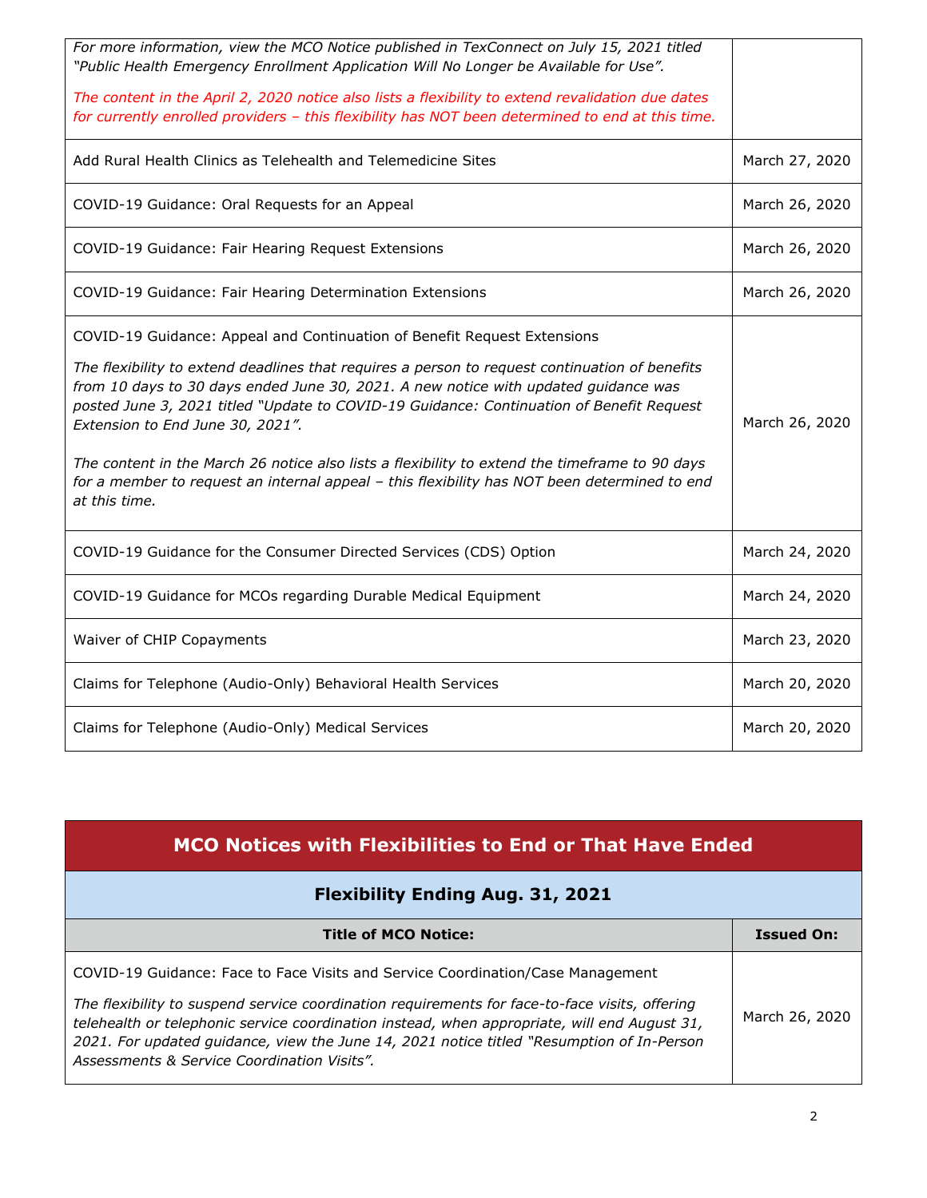| | |
|---|---|
| *For more information, view the MCO Notice published in TexConnect on July 15, 2021 titled "Public Health Emergency Enrollment Application Will No Longer be Available for Use".*<br><br>*The content in the April 2, 2020 notice also lists a flexibility to extend revalidation due dates for currently enrolled providers – this flexibility has NOT been determined to end at this time.* | |
| Add Rural Health Clinics as Telehealth and Telemedicine Sites | March 27, 2020 |
| COVID-19 Guidance: Oral Requests for an Appeal | March 26, 2020 |
| COVID-19 Guidance: Fair Hearing Request Extensions | March 26, 2020 |
| COVID-19 Guidance: Fair Hearing Determination Extensions | March 26, 2020 |
| COVID-19 Guidance: Appeal and Continuation of Benefit Request Extensions<br><br>*The flexibility to extend deadlines that requires a person to request continuation of benefits from 10 days to 30 days ended June 30, 2021. A new notice with updated guidance was posted June 3, 2021 titled "Update to COVID-19 Guidance: Continuation of Benefit Request Extension to End June 30, 2021".*<br><br>*The content in the March 26 notice also lists a flexibility to extend the timeframe to 90 days for a member to request an internal appeal – this flexibility has NOT been determined to end at this time.* | March 26, 2020 |
| COVID-19 Guidance for the Consumer Directed Services (CDS) Option | March 24, 2020 |
| COVID-19 Guidance for MCOs regarding Durable Medical Equipment | March 24, 2020 |
| Waiver of CHIP Copayments | March 23, 2020 |
| Claims for Telephone (Audio-Only) Behavioral Health Services | March 20, 2020 |
| Claims for Telephone (Audio-Only) Medical Services | March 20, 2020 |

## MCO Notices with Flexibilities to End or That Have Ended

### Flexibility Ending Aug. 31, 2021

| Title of MCO Notice: | Issued On: |
|---|---|
| COVID-19 Guidance: Face to Face Visits and Service Coordination/Case Management<br><br>*The flexibility to suspend service coordination requirements for face-to-face visits, offering telehealth or telephonic service coordination instead, when appropriate, will end August 31, 2021. For updated guidance, view the June 14, 2021 notice titled "Resumption of In-Person Assessments & Service Coordination Visits".* | March 26, 2020 |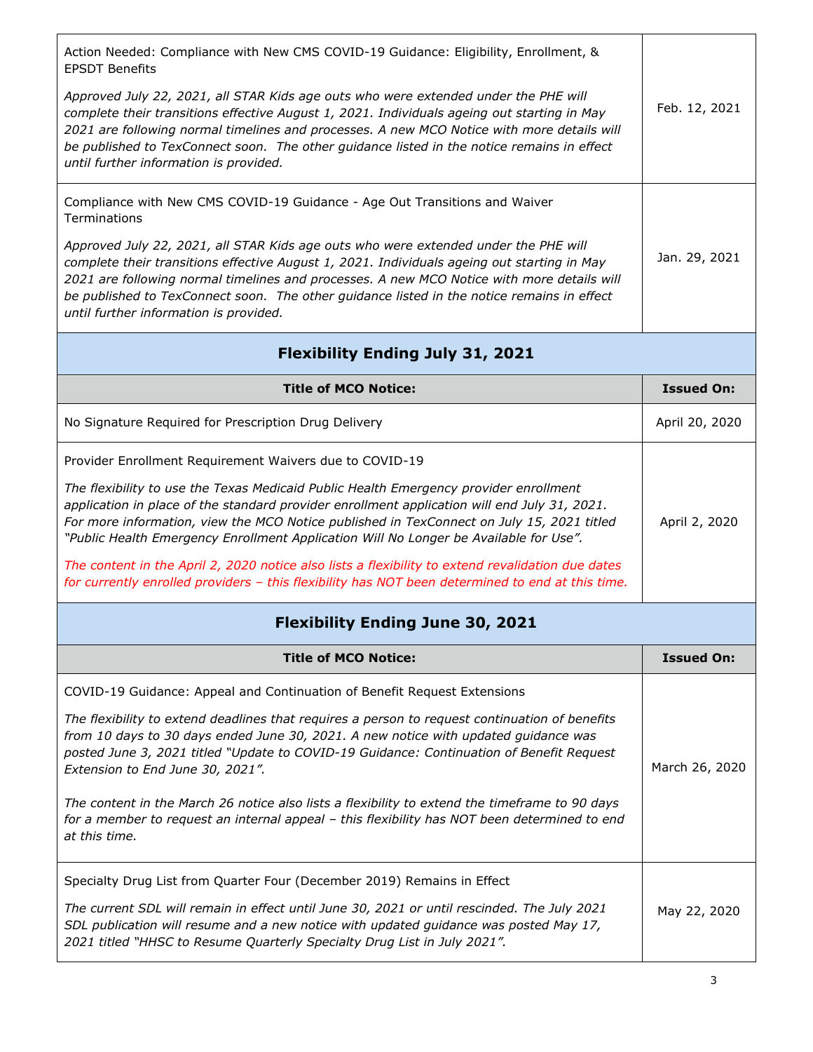| | |
|---|---|
| Action Needed: Compliance with New CMS COVID-19 Guidance: Eligibility, Enrollment, & EPSDT Benefits<br><br>*Approved July 22, 2021, all STAR Kids age outs who were extended under the PHE will complete their transitions effective August 1, 2021. Individuals ageing out starting in May 2021 are following normal timelines and processes. A new MCO Notice with more details will be published to TexConnect soon. The other guidance listed in the notice remains in effect until further information is provided.* | Feb. 12, 2021 |
| Compliance with New CMS COVID-19 Guidance - Age Out Transitions and Waiver Terminations<br><br>*Approved July 22, 2021, all STAR Kids age outs who were extended under the PHE will complete their transitions effective August 1, 2021. Individuals ageing out starting in May 2021 are following normal timelines and processes. A new MCO Notice with more details will be published to TexConnect soon. The other guidance listed in the notice remains in effect until further information is provided.* | Jan. 29, 2021 |

## Flexibility Ending July 31, 2021

| Title of MCO Notice: | Issued On: |
|---|---|
| No Signature Required for Prescription Drug Delivery | April 20, 2020 |
| Provider Enrollment Requirement Waivers due to COVID-19<br><br>*The flexibility to use the Texas Medicaid Public Health Emergency provider enrollment application in place of the standard provider enrollment application will end July 31, 2021. For more information, view the MCO Notice published in TexConnect on July 15, 2021 titled "Public Health Emergency Enrollment Application Will No Longer be Available for Use".*<br><br>*The content in the April 2, 2020 notice also lists a flexibility to extend revalidation due dates for currently enrolled providers – this flexibility has NOT been determined to end at this time.* | April 2, 2020 |

## Flexibility Ending June 30, 2021

| Title of MCO Notice: | Issued On: |
|---|---|
| COVID-19 Guidance: Appeal and Continuation of Benefit Request Extensions<br><br>*The flexibility to extend deadlines that requires a person to request continuation of benefits from 10 days to 30 days ended June 30, 2021. A new notice with updated guidance was posted June 3, 2021 titled "Update to COVID-19 Guidance: Continuation of Benefit Request Extension to End June 30, 2021".*<br><br>*The content in the March 26 notice also lists a flexibility to extend the timeframe to 90 days for a member to request an internal appeal – this flexibility has NOT been determined to end at this time.* | March 26, 2020 |
| Specialty Drug List from Quarter Four (December 2019) Remains in Effect<br><br>*The current SDL will remain in effect until June 30, 2021 or until rescinded. The July 2021 SDL publication will resume and a new notice with updated guidance was posted May 17, 2021 titled "HHSC to Resume Quarterly Specialty Drug List in July 2021".* | May 22, 2020 |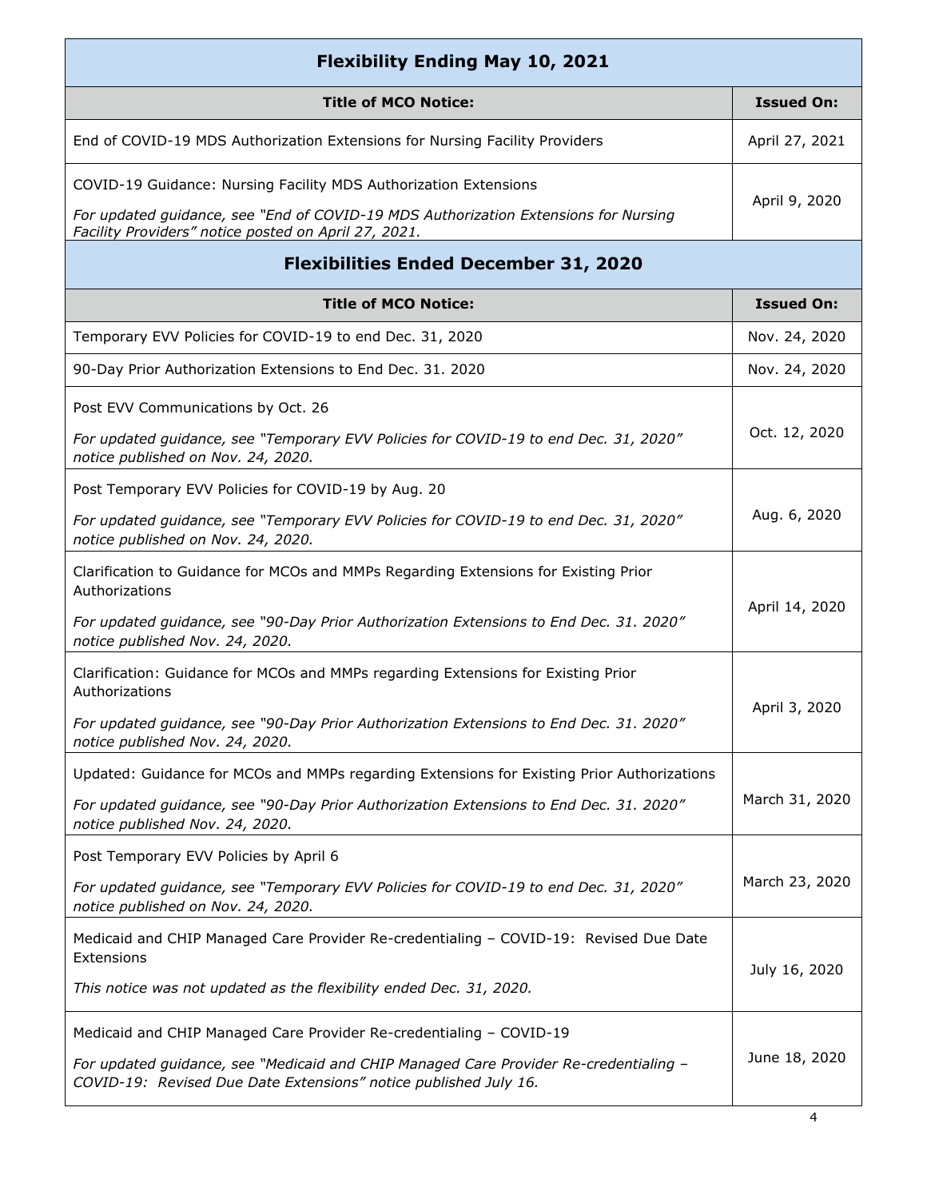| **Flexibility Ending May 10, 2021** | |
|---|---|
| **Title of MCO Notice:** | **Issued On:** |
| End of COVID-19 MDS Authorization Extensions for Nursing Facility Providers | April 27, 2021 |
| COVID-19 Guidance: Nursing Facility MDS Authorization Extensions<br>*For updated guidance, see "End of COVID-19 MDS Authorization Extensions for Nursing Facility Providers" notice posted on April 27, 2021.* | April 9, 2020 |

| **Flexibilities Ended December 31, 2020** | |
|---|---|
| **Title of MCO Notice:** | **Issued On:** |
| Temporary EVV Policies for COVID-19 to end Dec. 31, 2020 | Nov. 24, 2020 |
| 90-Day Prior Authorization Extensions to End Dec. 31. 2020 | Nov. 24, 2020 |
| Post EVV Communications by Oct. 26<br>*For updated guidance, see "Temporary EVV Policies for COVID-19 to end Dec. 31, 2020" notice published on Nov. 24, 2020.* | Oct. 12, 2020 |
| Post Temporary EVV Policies for COVID-19 by Aug. 20<br>*For updated guidance, see "Temporary EVV Policies for COVID-19 to end Dec. 31, 2020" notice published on Nov. 24, 2020.* | Aug. 6, 2020 |
| Clarification to Guidance for MCOs and MMPs Regarding Extensions for Existing Prior Authorizations<br>*For updated guidance, see "90-Day Prior Authorization Extensions to End Dec. 31. 2020" notice published Nov. 24, 2020.* | April 14, 2020 |
| Clarification: Guidance for MCOs and MMPs regarding Extensions for Existing Prior Authorizations<br>*For updated guidance, see "90-Day Prior Authorization Extensions to End Dec. 31. 2020" notice published Nov. 24, 2020.* | April 3, 2020 |
| Updated: Guidance for MCOs and MMPs regarding Extensions for Existing Prior Authorizations<br>*For updated guidance, see "90-Day Prior Authorization Extensions to End Dec. 31. 2020" notice published Nov. 24, 2020.* | March 31, 2020 |
| Post Temporary EVV Policies by April 6<br>*For updated guidance, see "Temporary EVV Policies for COVID-19 to end Dec. 31, 2020" notice published on Nov. 24, 2020.* | March 23, 2020 |
| Medicaid and CHIP Managed Care Provider Re-credentialing – COVID-19: Revised Due Date Extensions<br>*This notice was not updated as the flexibility ended Dec. 31, 2020.* | July 16, 2020 |
| Medicaid and CHIP Managed Care Provider Re-credentialing – COVID-19<br>*For updated guidance, see "Medicaid and CHIP Managed Care Provider Re-credentialing – COVID-19: Revised Due Date Extensions" notice published July 16.* | June 18, 2020 |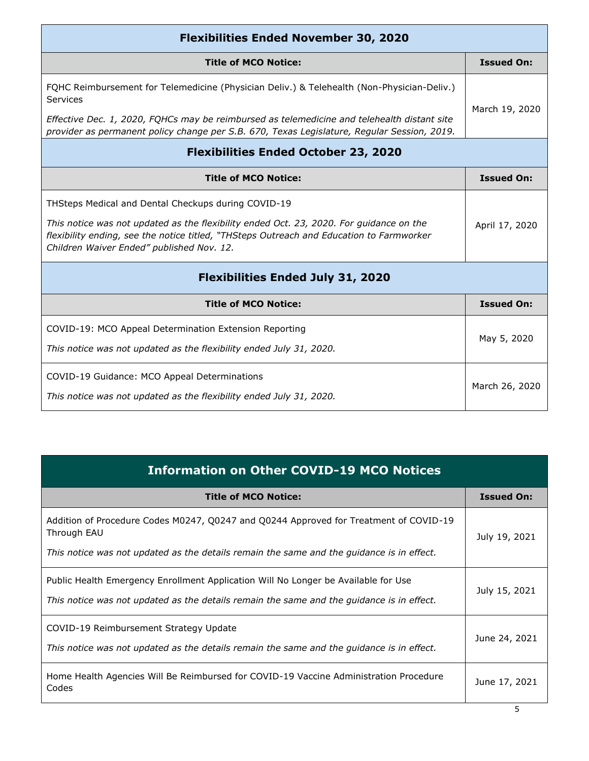| Flexibilities Ended November 30, 2020 | |
|---|---|
| **Title of MCO Notice:** | **Issued On:** |
| FQHC Reimbursement for Telemedicine (Physician Deliv.) & Telehealth (Non-Physician-Deliv.) Services<br><br>*Effective Dec. 1, 2020, FQHCs may be reimbursed as telemedicine and telehealth distant site provider as permanent policy change per S.B. 670, Texas Legislature, Regular Session, 2019.* | March 19, 2020 |

| Flexibilities Ended October 23, 2020 | |
|---|---|
| **Title of MCO Notice:** | **Issued On:** |
| THSteps Medical and Dental Checkups during COVID-19<br><br>*This notice was not updated as the flexibility ended Oct. 23, 2020. For guidance on the flexibility ending, see the notice titled, "THSteps Outreach and Education to Farmworker Children Waiver Ended" published Nov. 12.* | April 17, 2020 |

| Flexibilities Ended July 31, 2020 | |
|---|---|
| **Title of MCO Notice:** | **Issued On:** |
| COVID-19: MCO Appeal Determination Extension Reporting<br><br>*This notice was not updated as the flexibility ended July 31, 2020.* | May 5, 2020 |
| COVID-19 Guidance: MCO Appeal Determinations<br><br>*This notice was not updated as the flexibility ended July 31, 2020.* | March 26, 2020 |

| Information on Other COVID-19 MCO Notices | |
|---|---|
| **Title of MCO Notice:** | **Issued On:** |
| Addition of Procedure Codes M0247, Q0247 and Q0244 Approved for Treatment of COVID-19 Through EAU<br><br>*This notice was not updated as the details remain the same and the guidance is in effect.* | July 19, 2021 |
| Public Health Emergency Enrollment Application Will No Longer be Available for Use<br><br>*This notice was not updated as the details remain the same and the guidance is in effect.* | July 15, 2021 |
| COVID-19 Reimbursement Strategy Update<br><br>*This notice was not updated as the details remain the same and the guidance is in effect.* | June 24, 2021 |
| Home Health Agencies Will Be Reimbursed for COVID-19 Vaccine Administration Procedure Codes | June 17, 2021 |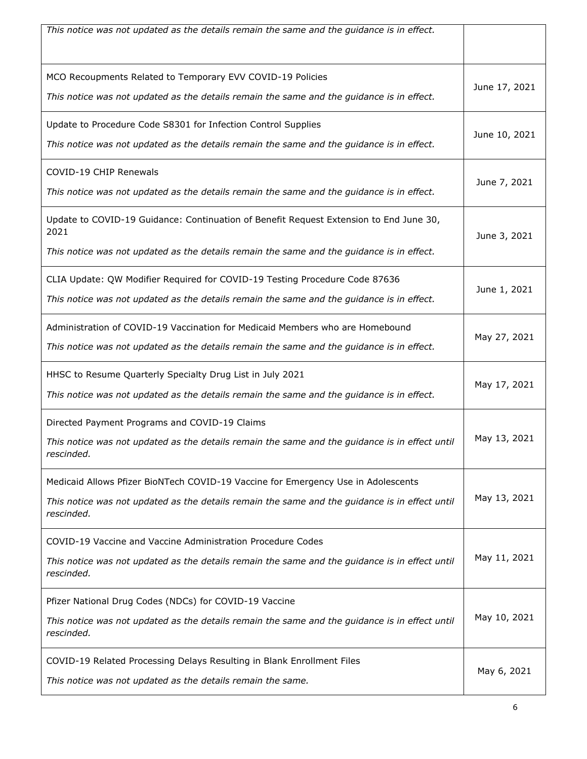| | |
|---|---|
| *This notice was not updated as the details remain the same and the guidance is in effect.* | |
| MCO Recoupments Related to Temporary EVV COVID-19 Policies<br><br>*This notice was not updated as the details remain the same and the guidance is in effect.* | June 17, 2021 |
| Update to Procedure Code S8301 for Infection Control Supplies<br><br>*This notice was not updated as the details remain the same and the guidance is in effect.* | June 10, 2021 |
| COVID-19 CHIP Renewals<br><br>*This notice was not updated as the details remain the same and the guidance is in effect.* | June 7, 2021 |
| Update to COVID-19 Guidance: Continuation of Benefit Request Extension to End June 30, 2021<br><br>*This notice was not updated as the details remain the same and the guidance is in effect.* | June 3, 2021 |
| CLIA Update: QW Modifier Required for COVID-19 Testing Procedure Code 87636<br><br>*This notice was not updated as the details remain the same and the guidance is in effect.* | June 1, 2021 |
| Administration of COVID-19 Vaccination for Medicaid Members who are Homebound<br><br>*This notice was not updated as the details remain the same and the guidance is in effect.* | May 27, 2021 |
| HHSC to Resume Quarterly Specialty Drug List in July 2021<br><br>*This notice was not updated as the details remain the same and the guidance is in effect.* | May 17, 2021 |
| Directed Payment Programs and COVID-19 Claims<br><br>*This notice was not updated as the details remain the same and the guidance is in effect until rescinded.* | May 13, 2021 |
| Medicaid Allows Pfizer BioNTech COVID-19 Vaccine for Emergency Use in Adolescents<br><br>*This notice was not updated as the details remain the same and the guidance is in effect until rescinded.* | May 13, 2021 |
| COVID-19 Vaccine and Vaccine Administration Procedure Codes<br><br>*This notice was not updated as the details remain the same and the guidance is in effect until rescinded.* | May 11, 2021 |
| Pfizer National Drug Codes (NDCs) for COVID-19 Vaccine<br><br>*This notice was not updated as the details remain the same and the guidance is in effect until rescinded.* | May 10, 2021 |
| COVID-19 Related Processing Delays Resulting in Blank Enrollment Files<br><br>*This notice was not updated as the details remain the same.* | May 6, 2021 |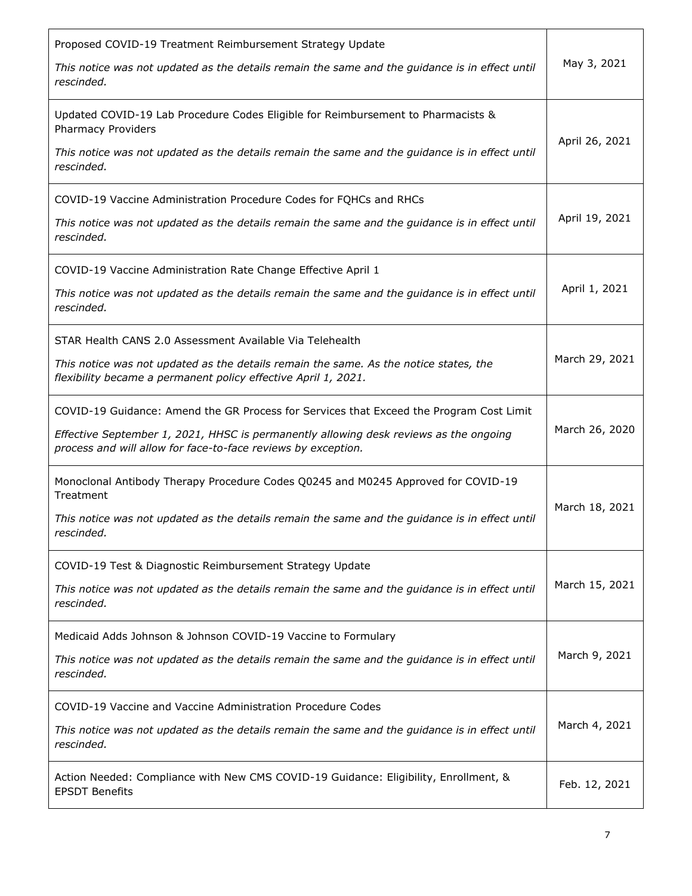| | |
|---|---|
| Proposed COVID-19 Treatment Reimbursement Strategy Update<br><br>*This notice was not updated as the details remain the same and the guidance is in effect until rescinded.* | May 3, 2021 |
| Updated COVID-19 Lab Procedure Codes Eligible for Reimbursement to Pharmacists & Pharmacy Providers<br><br>*This notice was not updated as the details remain the same and the guidance is in effect until rescinded.* | April 26, 2021 |
| COVID-19 Vaccine Administration Procedure Codes for FQHCs and RHCs<br><br>*This notice was not updated as the details remain the same and the guidance is in effect until rescinded.* | April 19, 2021 |
| COVID-19 Vaccine Administration Rate Change Effective April 1<br><br>*This notice was not updated as the details remain the same and the guidance is in effect until rescinded.* | April 1, 2021 |
| STAR Health CANS 2.0 Assessment Available Via Telehealth<br><br>*This notice was not updated as the details remain the same. As the notice states, the flexibility became a permanent policy effective April 1, 2021.* | March 29, 2021 |
| COVID-19 Guidance: Amend the GR Process for Services that Exceed the Program Cost Limit<br><br>*Effective September 1, 2021, HHSC is permanently allowing desk reviews as the ongoing process and will allow for face-to-face reviews by exception.* | March 26, 2020 |
| Monoclonal Antibody Therapy Procedure Codes Q0245 and M0245 Approved for COVID-19 Treatment<br><br>*This notice was not updated as the details remain the same and the guidance is in effect until rescinded.* | March 18, 2021 |
| COVID-19 Test & Diagnostic Reimbursement Strategy Update<br><br>*This notice was not updated as the details remain the same and the guidance is in effect until rescinded.* | March 15, 2021 |
| Medicaid Adds Johnson & Johnson COVID-19 Vaccine to Formulary<br><br>*This notice was not updated as the details remain the same and the guidance is in effect until rescinded.* | March 9, 2021 |
| COVID-19 Vaccine and Vaccine Administration Procedure Codes<br><br>*This notice was not updated as the details remain the same and the guidance is in effect until rescinded.* | March 4, 2021 |
| Action Needed: Compliance with New CMS COVID-19 Guidance: Eligibility, Enrollment, & EPSDT Benefits | Feb. 12, 2021 |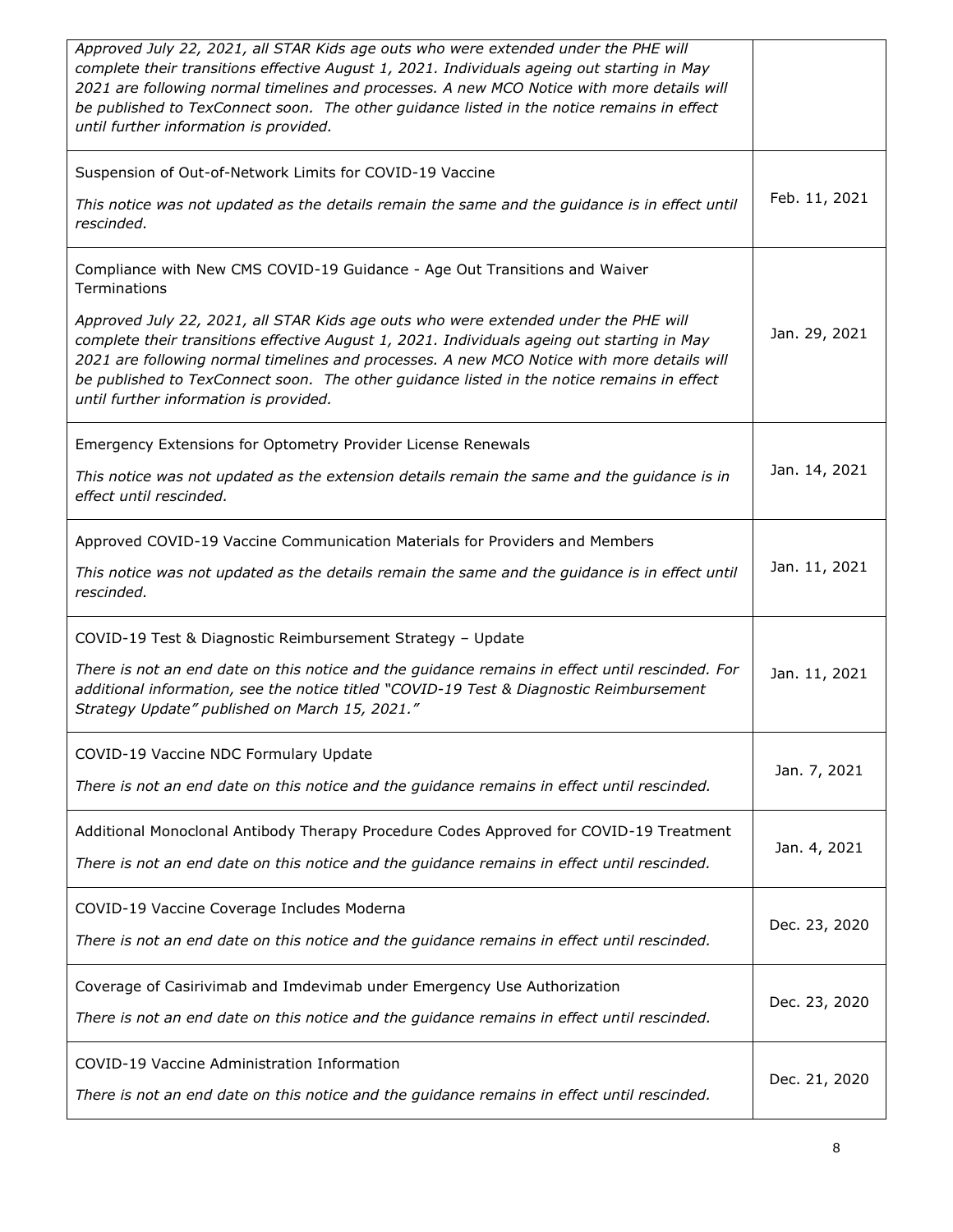| | |
|---|---|
| *Approved July 22, 2021, all STAR Kids age outs who were extended under the PHE will complete their transitions effective August 1, 2021. Individuals ageing out starting in May 2021 are following normal timelines and processes. A new MCO Notice with more details will be published to TexConnect soon. The other guidance listed in the notice remains in effect until further information is provided.* | |
| Suspension of Out-of-Network Limits for COVID-19 Vaccine<br><br>*This notice was not updated as the details remain the same and the guidance is in effect until rescinded.* | Feb. 11, 2021 |
| Compliance with New CMS COVID-19 Guidance - Age Out Transitions and Waiver Terminations<br><br>*Approved July 22, 2021, all STAR Kids age outs who were extended under the PHE will complete their transitions effective August 1, 2021. Individuals ageing out starting in May 2021 are following normal timelines and processes. A new MCO Notice with more details will be published to TexConnect soon. The other guidance listed in the notice remains in effect until further information is provided.* | Jan. 29, 2021 |
| Emergency Extensions for Optometry Provider License Renewals<br><br>*This notice was not updated as the extension details remain the same and the guidance is in effect until rescinded.* | Jan. 14, 2021 |
| Approved COVID-19 Vaccine Communication Materials for Providers and Members<br><br>*This notice was not updated as the details remain the same and the guidance is in effect until rescinded.* | Jan. 11, 2021 |
| COVID-19 Test & Diagnostic Reimbursement Strategy – Update<br><br>*There is not an end date on this notice and the guidance remains in effect until rescinded. For additional information, see the notice titled "COVID-19 Test & Diagnostic Reimbursement Strategy Update" published on March 15, 2021."* | Jan. 11, 2021 |
| COVID-19 Vaccine NDC Formulary Update<br><br>*There is not an end date on this notice and the guidance remains in effect until rescinded.* | Jan. 7, 2021 |
| Additional Monoclonal Antibody Therapy Procedure Codes Approved for COVID-19 Treatment<br><br>*There is not an end date on this notice and the guidance remains in effect until rescinded.* | Jan. 4, 2021 |
| COVID-19 Vaccine Coverage Includes Moderna<br><br>*There is not an end date on this notice and the guidance remains in effect until rescinded.* | Dec. 23, 2020 |
| Coverage of Casirivimab and Imdevimab under Emergency Use Authorization<br><br>*There is not an end date on this notice and the guidance remains in effect until rescinded.* | Dec. 23, 2020 |
| COVID-19 Vaccine Administration Information<br><br>*There is not an end date on this notice and the guidance remains in effect until rescinded.* | Dec. 21, 2020 |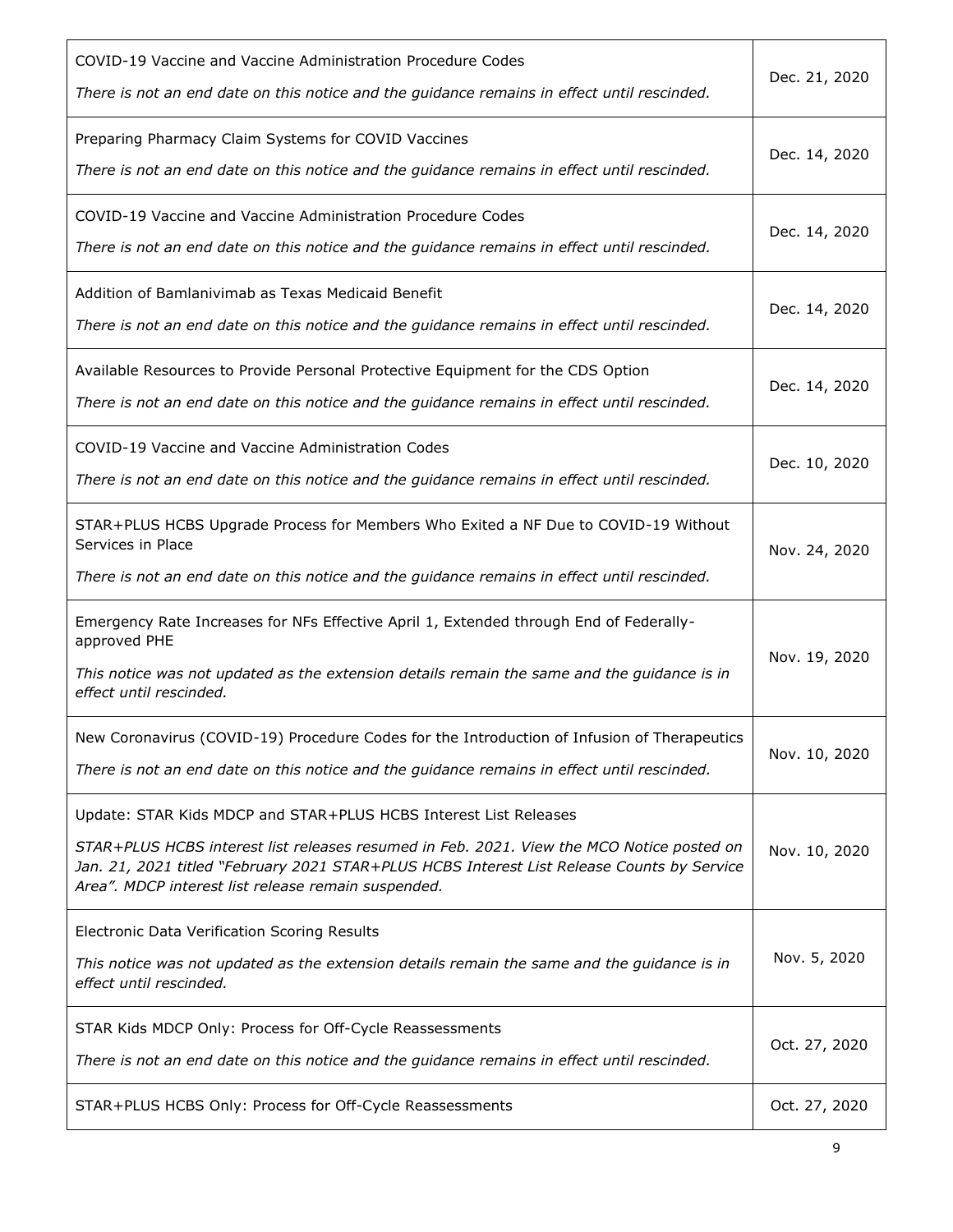| | |
|---|---|
| COVID-19 Vaccine and Vaccine Administration Procedure Codes<br><br>*There is not an end date on this notice and the guidance remains in effect until rescinded.* | Dec. 21, 2020 |
| Preparing Pharmacy Claim Systems for COVID Vaccines<br><br>*There is not an end date on this notice and the guidance remains in effect until rescinded.* | Dec. 14, 2020 |
| COVID-19 Vaccine and Vaccine Administration Procedure Codes<br><br>*There is not an end date on this notice and the guidance remains in effect until rescinded.* | Dec. 14, 2020 |
| Addition of Bamlanivimab as Texas Medicaid Benefit<br><br>*There is not an end date on this notice and the guidance remains in effect until rescinded.* | Dec. 14, 2020 |
| Available Resources to Provide Personal Protective Equipment for the CDS Option<br><br>*There is not an end date on this notice and the guidance remains in effect until rescinded.* | Dec. 14, 2020 |
| COVID-19 Vaccine and Vaccine Administration Codes<br><br>*There is not an end date on this notice and the guidance remains in effect until rescinded.* | Dec. 10, 2020 |
| STAR+PLUS HCBS Upgrade Process for Members Who Exited a NF Due to COVID-19 Without Services in Place<br><br>*There is not an end date on this notice and the guidance remains in effect until rescinded.* | Nov. 24, 2020 |
| Emergency Rate Increases for NFs Effective April 1, Extended through End of Federally-approved PHE<br><br>*This notice was not updated as the extension details remain the same and the guidance is in effect until rescinded.* | Nov. 19, 2020 |
| New Coronavirus (COVID-19) Procedure Codes for the Introduction of Infusion of Therapeutics<br><br>*There is not an end date on this notice and the guidance remains in effect until rescinded.* | Nov. 10, 2020 |
| Update: STAR Kids MDCP and STAR+PLUS HCBS Interest List Releases<br><br>*STAR+PLUS HCBS interest list releases resumed in Feb. 2021. View the MCO Notice posted on Jan. 21, 2021 titled "February 2021 STAR+PLUS HCBS Interest List Release Counts by Service Area". MDCP interest list release remain suspended.* | Nov. 10, 2020 |
| Electronic Data Verification Scoring Results<br><br>*This notice was not updated as the extension details remain the same and the guidance is in effect until rescinded.* | Nov. 5, 2020 |
| STAR Kids MDCP Only: Process for Off-Cycle Reassessments<br><br>*There is not an end date on this notice and the guidance remains in effect until rescinded.* | Oct. 27, 2020 |
| STAR+PLUS HCBS Only: Process for Off-Cycle Reassessments | Oct. 27, 2020 |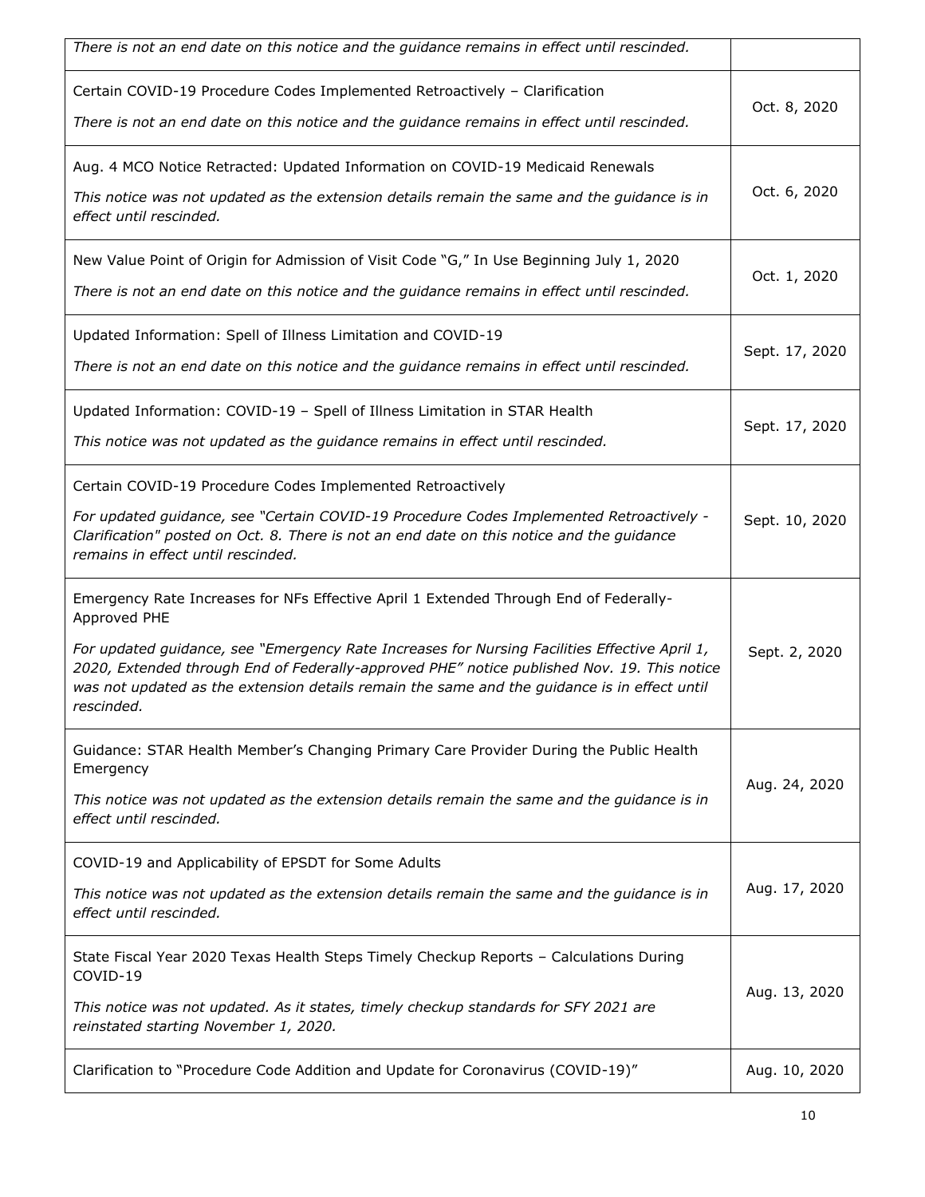| | |
|---|---|
| *There is not an end date on this notice and the guidance remains in effect until rescinded.* | |
| Certain COVID-19 Procedure Codes Implemented Retroactively – Clarification<br>*There is not an end date on this notice and the guidance remains in effect until rescinded.* | Oct. 8, 2020 |
| Aug. 4 MCO Notice Retracted: Updated Information on COVID-19 Medicaid Renewals<br>*This notice was not updated as the extension details remain the same and the guidance is in effect until rescinded.* | Oct. 6, 2020 |
| New Value Point of Origin for Admission of Visit Code "G," In Use Beginning July 1, 2020<br>*There is not an end date on this notice and the guidance remains in effect until rescinded.* | Oct. 1, 2020 |
| Updated Information: Spell of Illness Limitation and COVID-19<br>*There is not an end date on this notice and the guidance remains in effect until rescinded.* | Sept. 17, 2020 |
| Updated Information: COVID-19 – Spell of Illness Limitation in STAR Health<br>*This notice was not updated as the guidance remains in effect until rescinded.* | Sept. 17, 2020 |
| Certain COVID-19 Procedure Codes Implemented Retroactively<br>*For updated guidance, see "Certain COVID-19 Procedure Codes Implemented Retroactively - Clarification" posted on Oct. 8. There is not an end date on this notice and the guidance remains in effect until rescinded.* | Sept. 10, 2020 |
| Emergency Rate Increases for NFs Effective April 1 Extended Through End of Federally-Approved PHE<br>*For updated guidance, see "Emergency Rate Increases for Nursing Facilities Effective April 1, 2020, Extended through End of Federally-approved PHE" notice published Nov. 19. This notice was not updated as the extension details remain the same and the guidance is in effect until rescinded.* | Sept. 2, 2020 |
| Guidance: STAR Health Member's Changing Primary Care Provider During the Public Health Emergency<br>*This notice was not updated as the extension details remain the same and the guidance is in effect until rescinded.* | Aug. 24, 2020 |
| COVID-19 and Applicability of EPSDT for Some Adults<br>*This notice was not updated as the extension details remain the same and the guidance is in effect until rescinded.* | Aug. 17, 2020 |
| State Fiscal Year 2020 Texas Health Steps Timely Checkup Reports – Calculations During COVID-19<br>*This notice was not updated. As it states, timely checkup standards for SFY 2021 are reinstated starting November 1, 2020.* | Aug. 13, 2020 |
| Clarification to "Procedure Code Addition and Update for Coronavirus (COVID-19)" | Aug. 10, 2020 |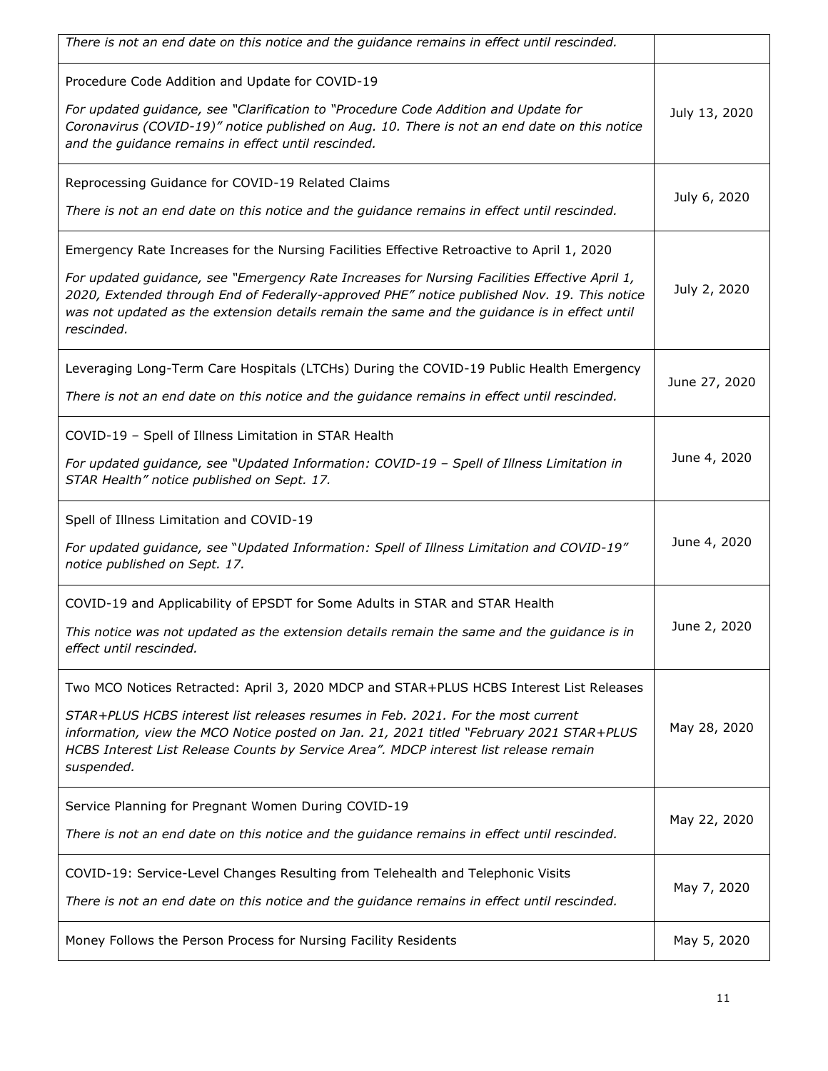| | |
|---|---|
| *There is not an end date on this notice and the guidance remains in effect until rescinded.* | |
| Procedure Code Addition and Update for COVID-19<br><br>*For updated guidance, see "Clarification to "Procedure Code Addition and Update for Coronavirus (COVID-19)" notice published on Aug. 10. There is not an end date on this notice and the guidance remains in effect until rescinded.* | July 13, 2020 |
| Reprocessing Guidance for COVID-19 Related Claims<br><br>*There is not an end date on this notice and the guidance remains in effect until rescinded.* | July 6, 2020 |
| Emergency Rate Increases for the Nursing Facilities Effective Retroactive to April 1, 2020<br><br>*For updated guidance, see "Emergency Rate Increases for Nursing Facilities Effective April 1, 2020, Extended through End of Federally-approved PHE" notice published Nov. 19. This notice was not updated as the extension details remain the same and the guidance is in effect until rescinded.* | July 2, 2020 |
| Leveraging Long-Term Care Hospitals (LTCHs) During the COVID-19 Public Health Emergency<br><br>*There is not an end date on this notice and the guidance remains in effect until rescinded.* | June 27, 2020 |
| COVID-19 – Spell of Illness Limitation in STAR Health<br><br>*For updated guidance, see "Updated Information: COVID-19 – Spell of Illness Limitation in STAR Health" notice published on Sept. 17.* | June 4, 2020 |
| Spell of Illness Limitation and COVID-19<br><br>*For updated guidance, see "Updated Information: Spell of Illness Limitation and COVID-19" notice published on Sept. 17.* | June 4, 2020 |
| COVID-19 and Applicability of EPSDT for Some Adults in STAR and STAR Health<br><br>*This notice was not updated as the extension details remain the same and the guidance is in effect until rescinded.* | June 2, 2020 |
| Two MCO Notices Retracted: April 3, 2020 MDCP and STAR+PLUS HCBS Interest List Releases<br><br>*STAR+PLUS HCBS interest list releases resumes in Feb. 2021. For the most current information, view the MCO Notice posted on Jan. 21, 2021 titled "February 2021 STAR+PLUS HCBS Interest List Release Counts by Service Area". MDCP interest list release remain suspended.* | May 28, 2020 |
| Service Planning for Pregnant Women During COVID-19<br><br>*There is not an end date on this notice and the guidance remains in effect until rescinded.* | May 22, 2020 |
| COVID-19: Service-Level Changes Resulting from Telehealth and Telephonic Visits<br><br>*There is not an end date on this notice and the guidance remains in effect until rescinded.* | May 7, 2020 |
| Money Follows the Person Process for Nursing Facility Residents | May 5, 2020 |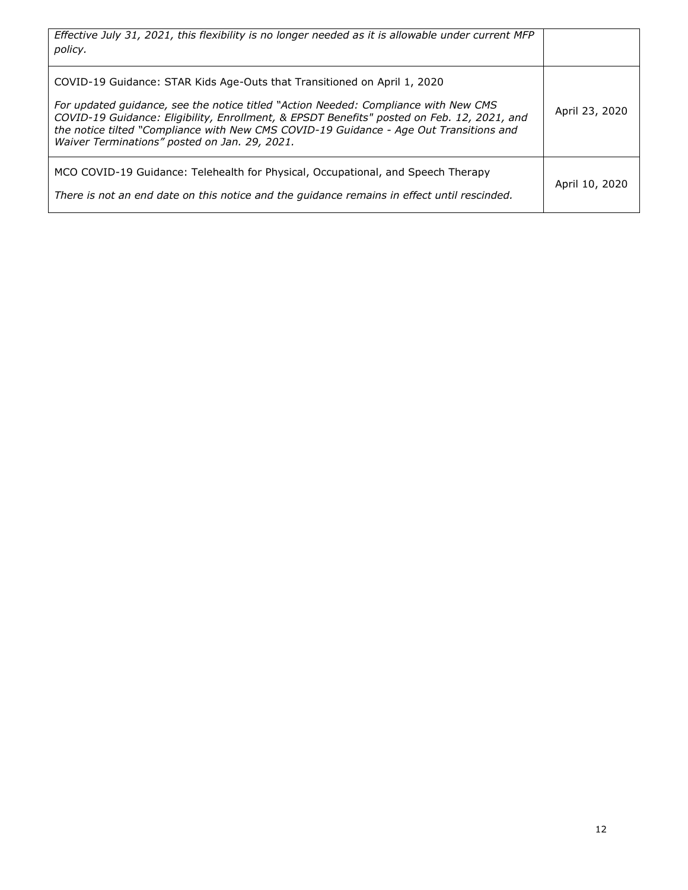| | |
|---|---|
| *Effective July 31, 2021, this flexibility is no longer needed as it is allowable under current MFP policy.* | |
| COVID-19 Guidance: STAR Kids Age-Outs that Transitioned on April 1, 2020<br><br>*For updated guidance, see the notice titled "Action Needed: Compliance with New CMS COVID-19 Guidance: Eligibility, Enrollment, & EPSDT Benefits" posted on Feb. 12, 2021, and the notice tilted "Compliance with New CMS COVID-19 Guidance - Age Out Transitions and Waiver Terminations" posted on Jan. 29, 2021.* | April 23, 2020 |
| MCO COVID-19 Guidance: Telehealth for Physical, Occupational, and Speech Therapy<br><br>*There is not an end date on this notice and the guidance remains in effect until rescinded.* | April 10, 2020 |